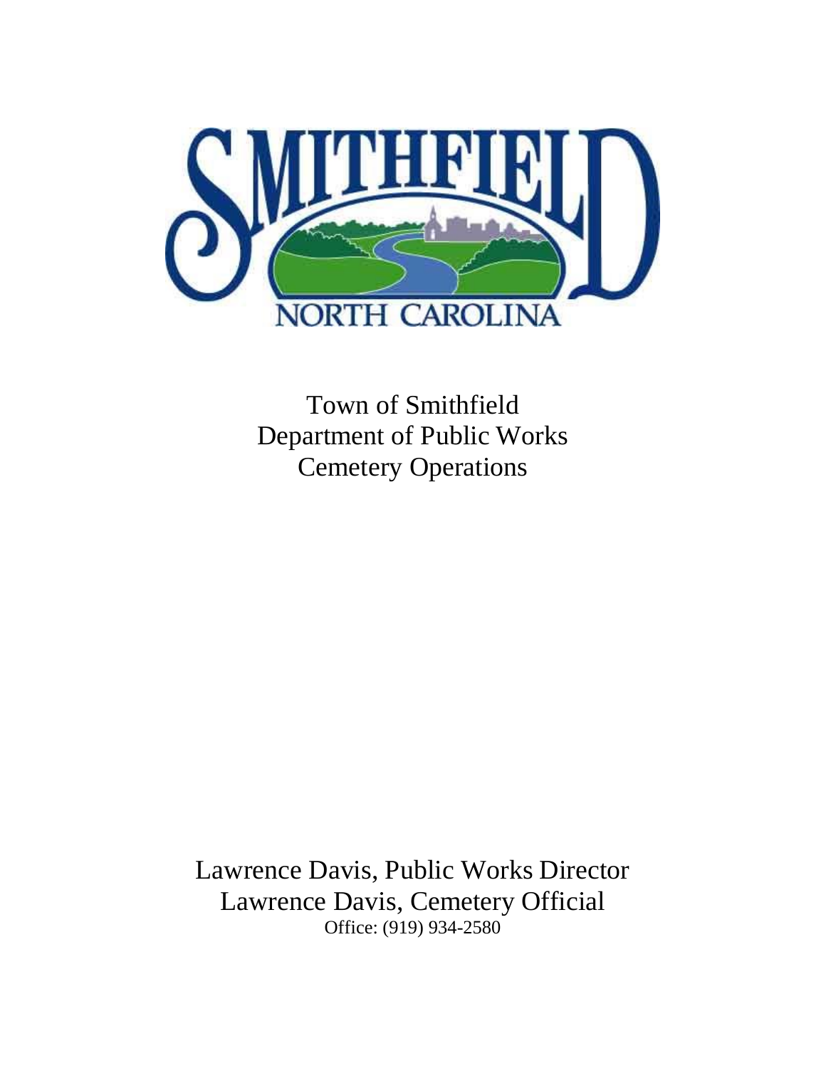# SMITHFIELD

NORTH CAROLINA

Town of Smithfield
Department of Public Works
Cemetery Operations

Lawrence Davis, Public Works Director
Lawrence Davis, Cemetery Official
Office: (919) 934-2580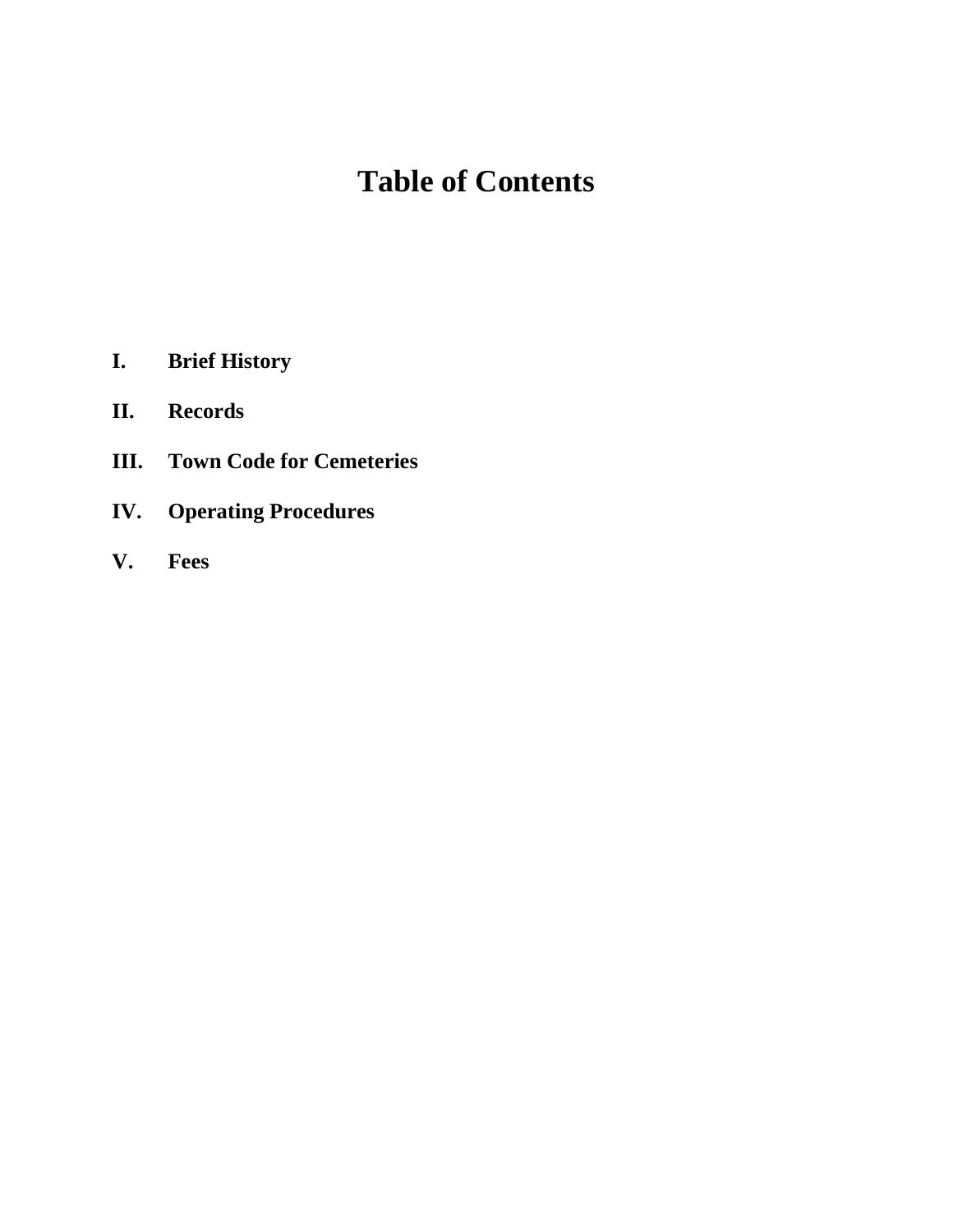# Table of Contents

**I. Brief History**

**II. Records**

**III. Town Code for Cemeteries**

**IV. Operating Procedures**

**V. Fees**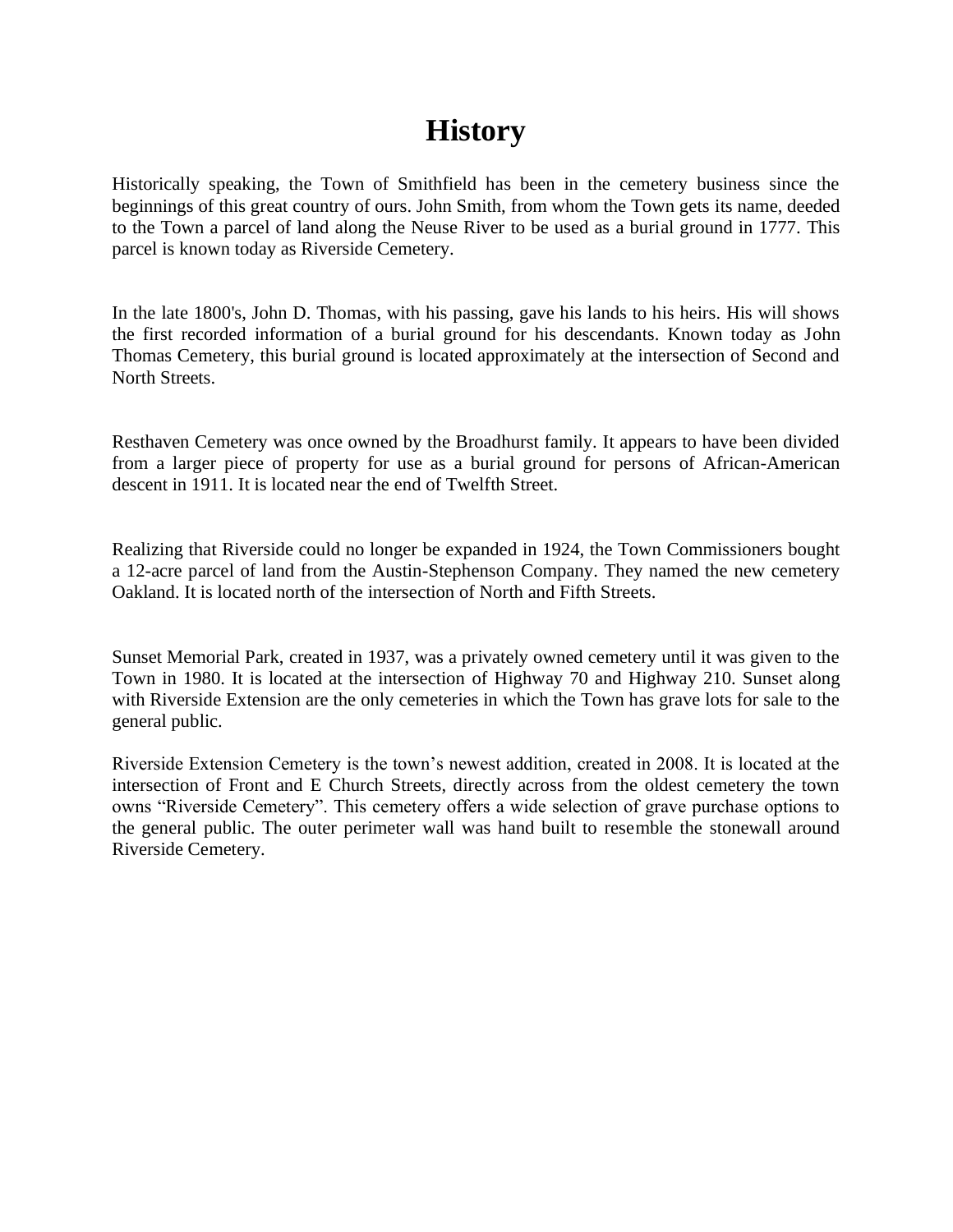# History

Historically speaking, the Town of Smithfield has been in the cemetery business since the beginnings of this great country of ours. John Smith, from whom the Town gets its name, deeded to the Town a parcel of land along the Neuse River to be used as a burial ground in 1777. This parcel is known today as Riverside Cemetery.

In the late 1800's, John D. Thomas, with his passing, gave his lands to his heirs. His will shows the first recorded information of a burial ground for his descendants. Known today as John Thomas Cemetery, this burial ground is located approximately at the intersection of Second and North Streets.

Resthaven Cemetery was once owned by the Broadhurst family. It appears to have been divided from a larger piece of property for use as a burial ground for persons of African-American descent in 1911. It is located near the end of Twelfth Street.

Realizing that Riverside could no longer be expanded in 1924, the Town Commissioners bought a 12-acre parcel of land from the Austin-Stephenson Company. They named the new cemetery Oakland. It is located north of the intersection of North and Fifth Streets.

Sunset Memorial Park, created in 1937, was a privately owned cemetery until it was given to the Town in 1980. It is located at the intersection of Highway 70 and Highway 210. Sunset along with Riverside Extension are the only cemeteries in which the Town has grave lots for sale to the general public.

Riverside Extension Cemetery is the town's newest addition, created in 2008. It is located at the intersection of Front and E Church Streets, directly across from the oldest cemetery the town owns "Riverside Cemetery". This cemetery offers a wide selection of grave purchase options to the general public. The outer perimeter wall was hand built to resemble the stonewall around Riverside Cemetery.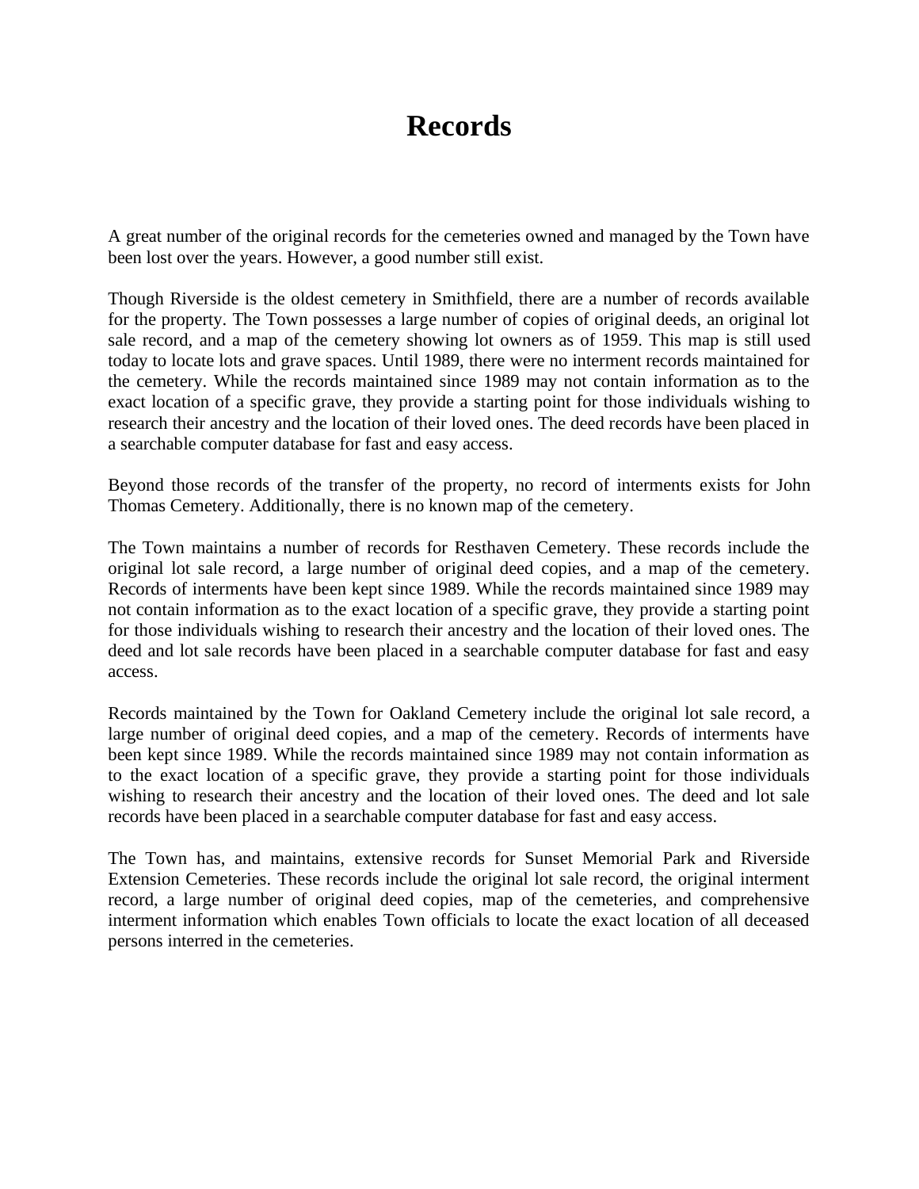# Records

A great number of the original records for the cemeteries owned and managed by the Town have been lost over the years. However, a good number still exist.

Though Riverside is the oldest cemetery in Smithfield, there are a number of records available for the property. The Town possesses a large number of copies of original deeds, an original lot sale record, and a map of the cemetery showing lot owners as of 1959. This map is still used today to locate lots and grave spaces. Until 1989, there were no interment records maintained for the cemetery. While the records maintained since 1989 may not contain information as to the exact location of a specific grave, they provide a starting point for those individuals wishing to research their ancestry and the location of their loved ones. The deed records have been placed in a searchable computer database for fast and easy access.

Beyond those records of the transfer of the property, no record of interments exists for John Thomas Cemetery. Additionally, there is no known map of the cemetery.

The Town maintains a number of records for Resthaven Cemetery. These records include the original lot sale record, a large number of original deed copies, and a map of the cemetery. Records of interments have been kept since 1989. While the records maintained since 1989 may not contain information as to the exact location of a specific grave, they provide a starting point for those individuals wishing to research their ancestry and the location of their loved ones. The deed and lot sale records have been placed in a searchable computer database for fast and easy access.

Records maintained by the Town for Oakland Cemetery include the original lot sale record, a large number of original deed copies, and a map of the cemetery. Records of interments have been kept since 1989. While the records maintained since 1989 may not contain information as to the exact location of a specific grave, they provide a starting point for those individuals wishing to research their ancestry and the location of their loved ones. The deed and lot sale records have been placed in a searchable computer database for fast and easy access.

The Town has, and maintains, extensive records for Sunset Memorial Park and Riverside Extension Cemeteries. These records include the original lot sale record, the original interment record, a large number of original deed copies, map of the cemeteries, and comprehensive interment information which enables Town officials to locate the exact location of all deceased persons interred in the cemeteries.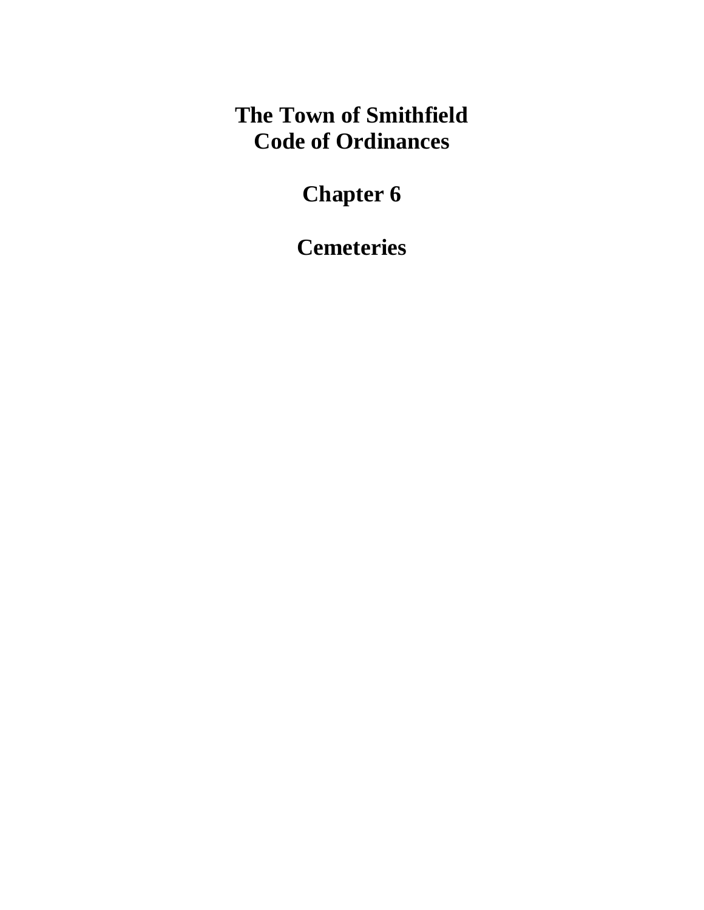# The Town of Smithfield Code of Ordinances

# Chapter 6

# Cemeteries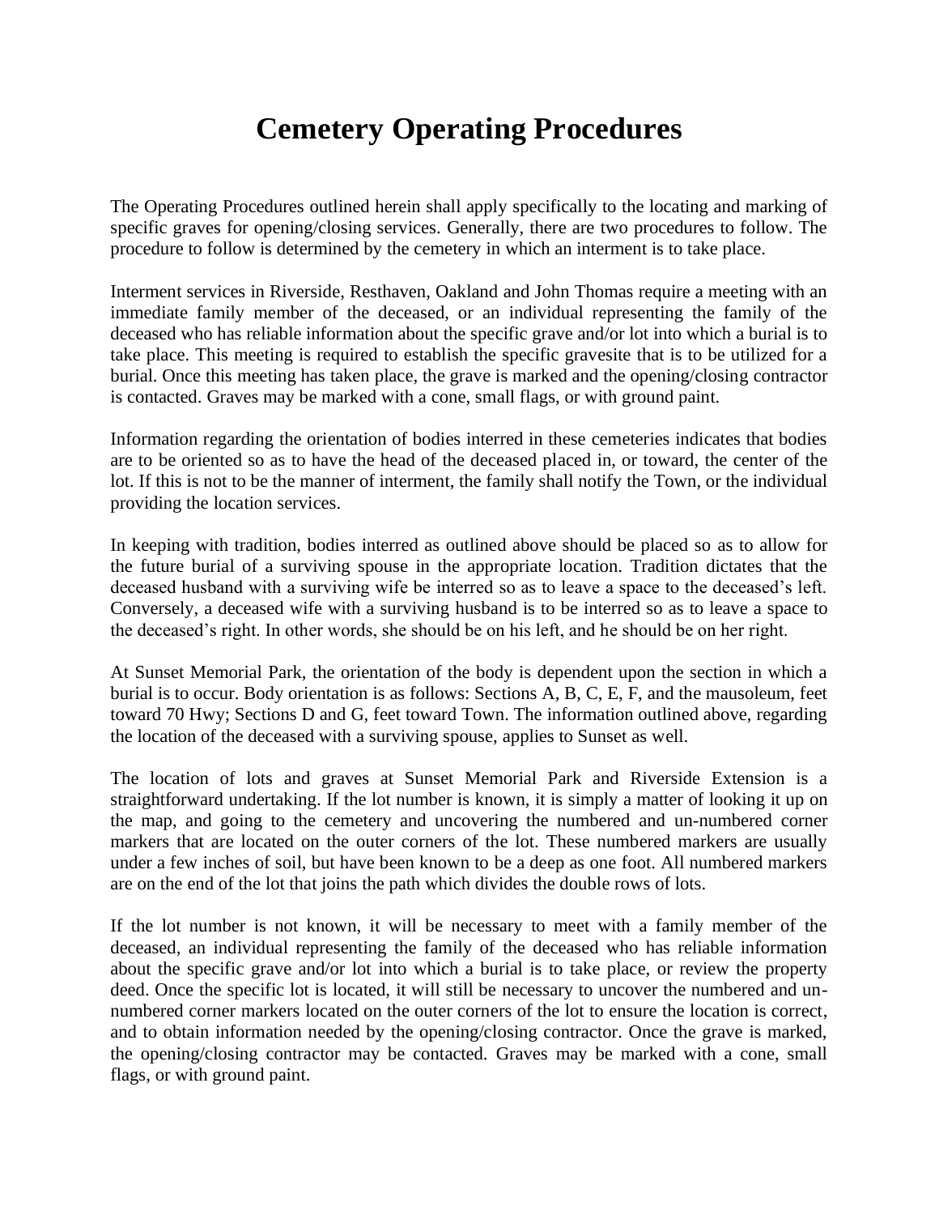# Cemetery Operating Procedures

The Operating Procedures outlined herein shall apply specifically to the locating and marking of specific graves for opening/closing services. Generally, there are two procedures to follow. The procedure to follow is determined by the cemetery in which an interment is to take place.

Interment services in Riverside, Resthaven, Oakland and John Thomas require a meeting with an immediate family member of the deceased, or an individual representing the family of the deceased who has reliable information about the specific grave and/or lot into which a burial is to take place. This meeting is required to establish the specific gravesite that is to be utilized for a burial. Once this meeting has taken place, the grave is marked and the opening/closing contractor is contacted. Graves may be marked with a cone, small flags, or with ground paint.

Information regarding the orientation of bodies interred in these cemeteries indicates that bodies are to be oriented so as to have the head of the deceased placed in, or toward, the center of the lot. If this is not to be the manner of interment, the family shall notify the Town, or the individual providing the location services.

In keeping with tradition, bodies interred as outlined above should be placed so as to allow for the future burial of a surviving spouse in the appropriate location. Tradition dictates that the deceased husband with a surviving wife be interred so as to leave a space to the deceased's left. Conversely, a deceased wife with a surviving husband is to be interred so as to leave a space to the deceased's right. In other words, she should be on his left, and he should be on her right.

At Sunset Memorial Park, the orientation of the body is dependent upon the section in which a burial is to occur. Body orientation is as follows: Sections A, B, C, E, F, and the mausoleum, feet toward 70 Hwy; Sections D and G, feet toward Town. The information outlined above, regarding the location of the deceased with a surviving spouse, applies to Sunset as well.

The location of lots and graves at Sunset Memorial Park and Riverside Extension is a straightforward undertaking. If the lot number is known, it is simply a matter of looking it up on the map, and going to the cemetery and uncovering the numbered and un-numbered corner markers that are located on the outer corners of the lot. These numbered markers are usually under a few inches of soil, but have been known to be a deep as one foot. All numbered markers are on the end of the lot that joins the path which divides the double rows of lots.

If the lot number is not known, it will be necessary to meet with a family member of the deceased, an individual representing the family of the deceased who has reliable information about the specific grave and/or lot into which a burial is to take place, or review the property deed. Once the specific lot is located, it will still be necessary to uncover the numbered and un-numbered corner markers located on the outer corners of the lot to ensure the location is correct, and to obtain information needed by the opening/closing contractor. Once the grave is marked, the opening/closing contractor may be contacted. Graves may be marked with a cone, small flags, or with ground paint.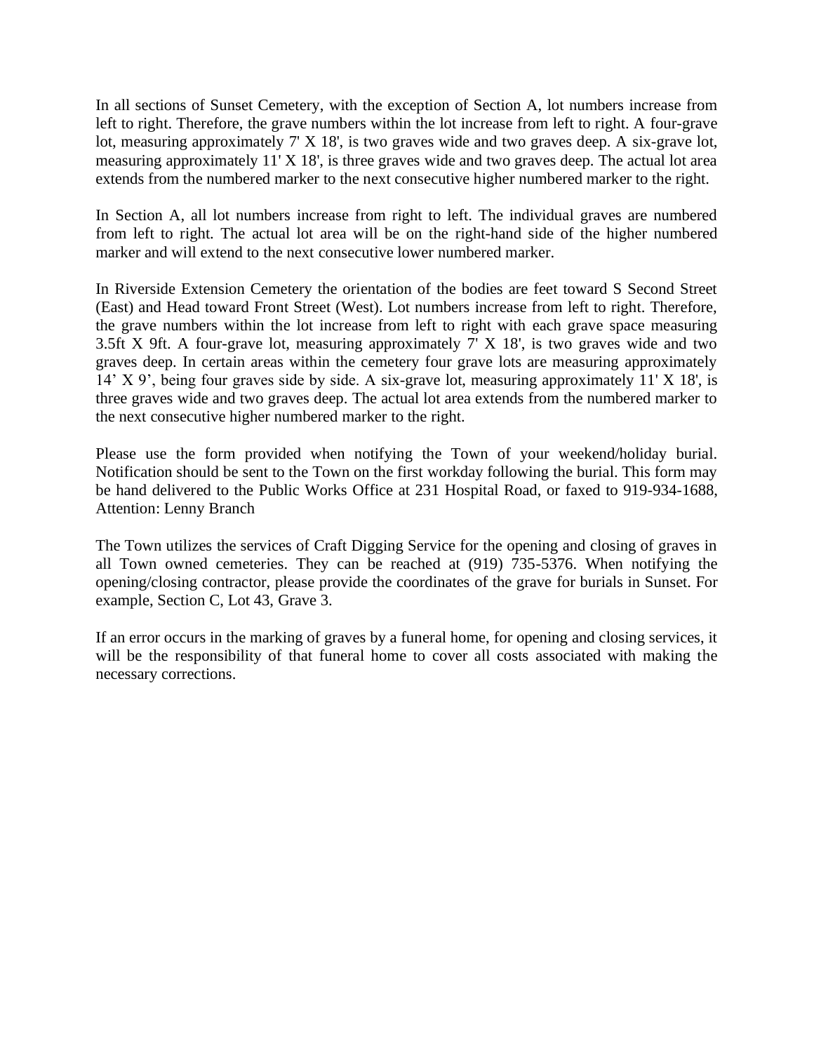In all sections of Sunset Cemetery, with the exception of Section A, lot numbers increase from left to right. Therefore, the grave numbers within the lot increase from left to right. A four-grave lot, measuring approximately 7' X 18', is two graves wide and two graves deep. A six-grave lot, measuring approximately 11' X 18', is three graves wide and two graves deep. The actual lot area extends from the numbered marker to the next consecutive higher numbered marker to the right.

In Section A, all lot numbers increase from right to left. The individual graves are numbered from left to right. The actual lot area will be on the right-hand side of the higher numbered marker and will extend to the next consecutive lower numbered marker.

In Riverside Extension Cemetery the orientation of the bodies are feet toward S Second Street (East) and Head toward Front Street (West). Lot numbers increase from left to right. Therefore, the grave numbers within the lot increase from left to right with each grave space measuring 3.5ft X 9ft. A four-grave lot, measuring approximately 7' X 18', is two graves wide and two graves deep. In certain areas within the cemetery four grave lots are measuring approximately 14' X 9', being four graves side by side. A six-grave lot, measuring approximately 11' X 18', is three graves wide and two graves deep. The actual lot area extends from the numbered marker to the next consecutive higher numbered marker to the right.

Please use the form provided when notifying the Town of your weekend/holiday burial. Notification should be sent to the Town on the first workday following the burial. This form may be hand delivered to the Public Works Office at 231 Hospital Road, or faxed to 919-934-1688, Attention: Lenny Branch

The Town utilizes the services of Craft Digging Service for the opening and closing of graves in all Town owned cemeteries. They can be reached at (919) 735-5376. When notifying the opening/closing contractor, please provide the coordinates of the grave for burials in Sunset. For example, Section C, Lot 43, Grave 3.

If an error occurs in the marking of graves by a funeral home, for opening and closing services, it will be the responsibility of that funeral home to cover all costs associated with making the necessary corrections.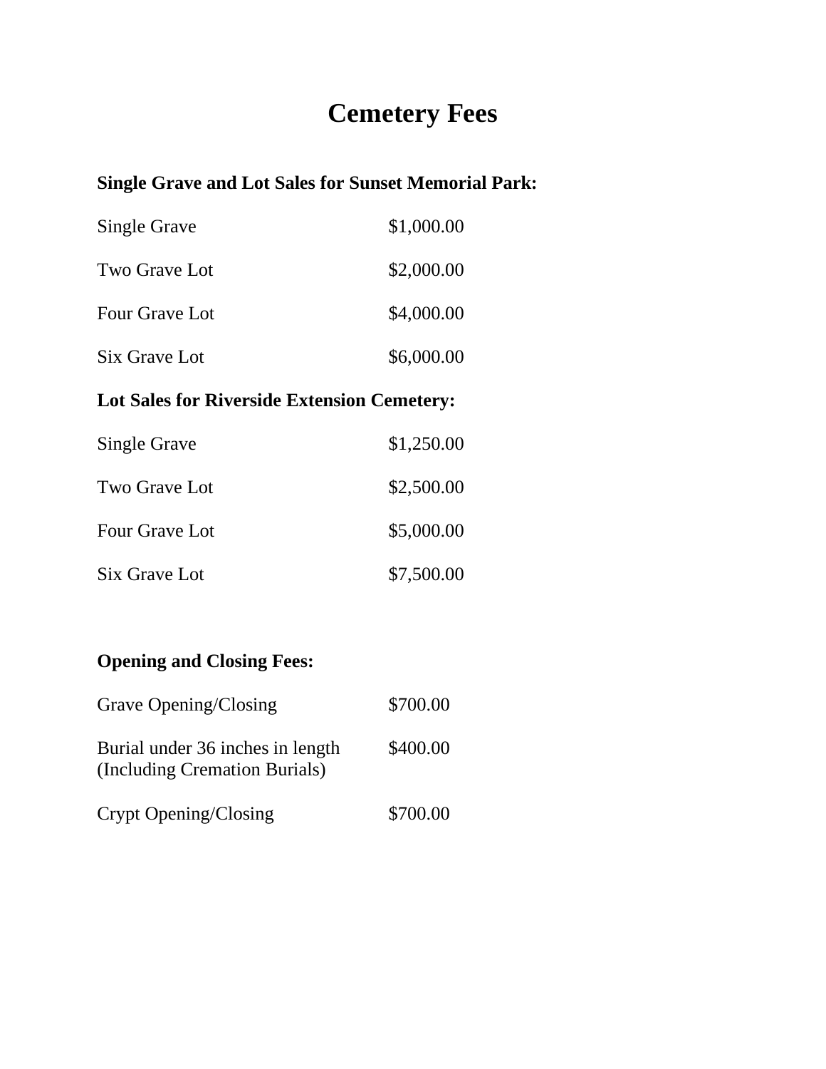# Cemetery Fees

**Single Grave and Lot Sales for Sunset Memorial Park:**

| | |
|---|---|
| Single Grave | $1,000.00 |
| Two Grave Lot | $2,000.00 |
| Four Grave Lot | $4,000.00 |
| Six Grave Lot | $6,000.00 |

**Lot Sales for Riverside Extension Cemetery:**

| | |
|---|---|
| Single Grave | $1,250.00 |
| Two Grave Lot | $2,500.00 |
| Four Grave Lot | $5,000.00 |
| Six Grave Lot | $7,500.00 |

**Opening and Closing Fees:**

| | |
|---|---|
| Grave Opening/Closing | $700.00 |
| Burial under 36 inches in length (Including Cremation Burials) | $400.00 |
| Crypt Opening/Closing | $700.00 |